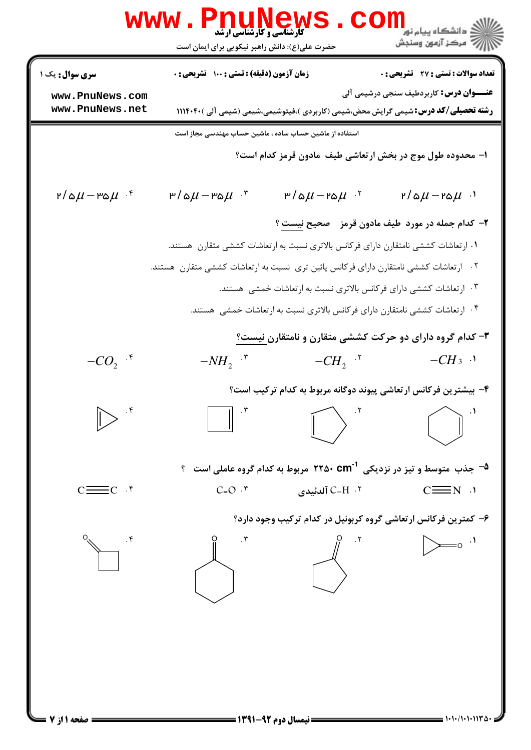**سری سوال:** یک ۱

**زمان آزمون (دقیقه) : تستی : ۱۰۰ تشریحی : ۰**

**تعداد سوالات : تستی : ۲۷ تشریحی : ۰**

**عنـــوان درس:** کاربردطیف سنجی درشیمی آلی

**رشته تحصیلی/کد درس:** شیمی گرایش محض،شیمی (کاربردی )،فیتوشیمی،شیمی (شیمی آلی )۱۱۱۴۰۴۰

استفاده از ماشین حساب ساده ، ماشین حساب مهندسی مجاز است

۱- محدوده طول موج در بخش ارتعاشی طیف مادون قرمز کدام است؟

۱. $2/5\mu - 25\mu$

۲. $3/5\mu - 25\mu$

۳. $3/5\mu - 35\mu$

۴. $2/5\mu - 35\mu$

۲- کدام جمله در مورد طیف مادون قرمز صحیح نیست ؟

۱. ارتعاشات کششی نامتقارن دارای فرکانس بالاتری نسبت به ارتعاشات کششی متقارن هستند.

۲. ارتعاشات کششی نامتقارن دارای فرکانس پائین تری نسبت به ارتعاشات کششی متقارن هستند.

۳. ارتعاشات کششی دارای فرکانس بالاتری نسبت به ارتعاشات خمشی هستند.

۴. ارتعاشات کششی نامتقارن دارای فرکانس بالاتری نسبت به ارتعاشات خمشی هستند.

۳- کدام گروه دارای دو حرکت کششی متقارن و نامتقارن نیست؟

۱. $-CH_3$

۲. $-CH_2$

۳. $-NH_2$

۴. $-CO_2$

۴- بیشترین فرکانس ارتعاشی پیوند دوگانه مربوط به کدام ترکیب است؟

۱. (سیکلوهگزن)

۲. (سیکلوپنتن)

۳. (سیکلوبوتن)

۴. (سیکلوپروپن)

۵- جذب متوسط و تیز در نزدیکی $2250\ cm^{-1}$ مربوط به کدام گروه عاملی است ؟

۱. C≡N

۲. C–H آلدئیدی

۳. C=O

۴. C≡C

۶- کمترین فرکانس ارتعاشی گروه کربونیل در کدام ترکیب وجود دارد؟

۱. (سیکلوپروپانون)

۲. (سیکلوپنتانون)

۳. (سیکلوهگزانون)

۴. (سیکلوبوتانون)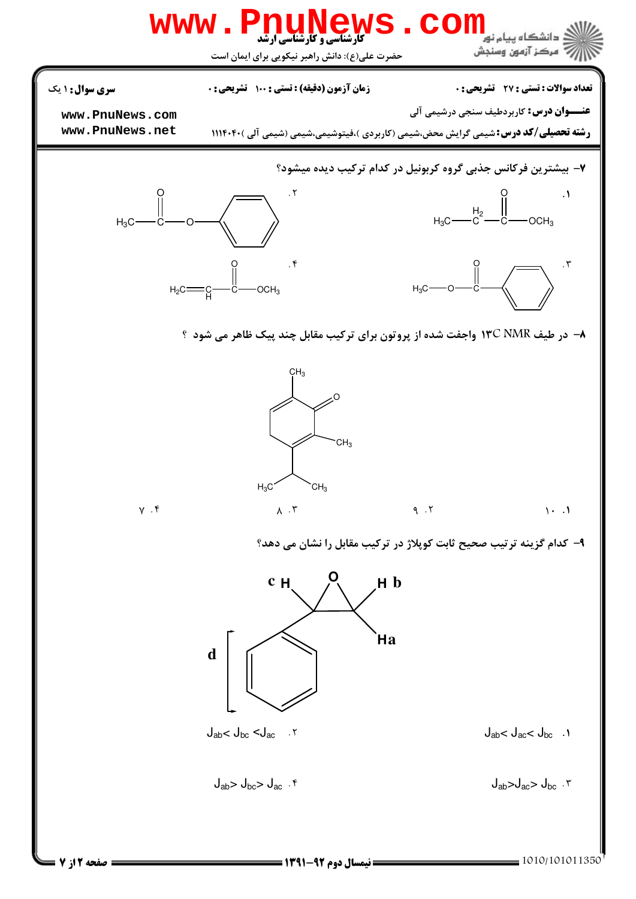**سری سوال:** ۱ یک

**زمان آزمون (دقیقه) :** تستی : ۱۰۰ تشریحی : ۰

**تعداد سوالات :** تستی : ۲۷ تشریحی : ۰

**عنـــوان درس:** کاربردطیف سنجی درشیمی آلی

**رشته تحصیلی/کد درس:** شیمی گرایش محض،شیمی (کاربردی )،فیتوشیمی،شیمی (شیمی آلی )۱۱۱۴۰۴۰

۷- بیشترین فرکانس جذبی گروه کربونیل در کدام ترکیب دیده میشود؟

۱. $H_3C-CH_2-C(=O)-OCH_3$

۲. $H_3C-C(=O)-O-C_6H_5$

۳. $H_3C-O-C(=O)-C_6H_5$

۴. $H_2C=CH-C(=O)-OCH_3$

۸- در طیف $^{13}C$ NMR واجفت شده از پروتون برای ترکیب مقابل چند پیک ظاهر می شود ؟

۱. ۱۰
۲. ۹
۳. ۸
۴. ۷

۹- کدام گزینه ترتیب صحیح ثابت کوپلاژ در ترکیب مقابل را نشان می دهد؟

۱. $J_{ab} < J_{ac} < J_{bc}$

۲. $J_{ab} < J_{bc} < J_{ac}$

۳. $J_{ab} > J_{ac} > J_{bc}$

۴. $J_{ab} > J_{bc} > J_{ac}$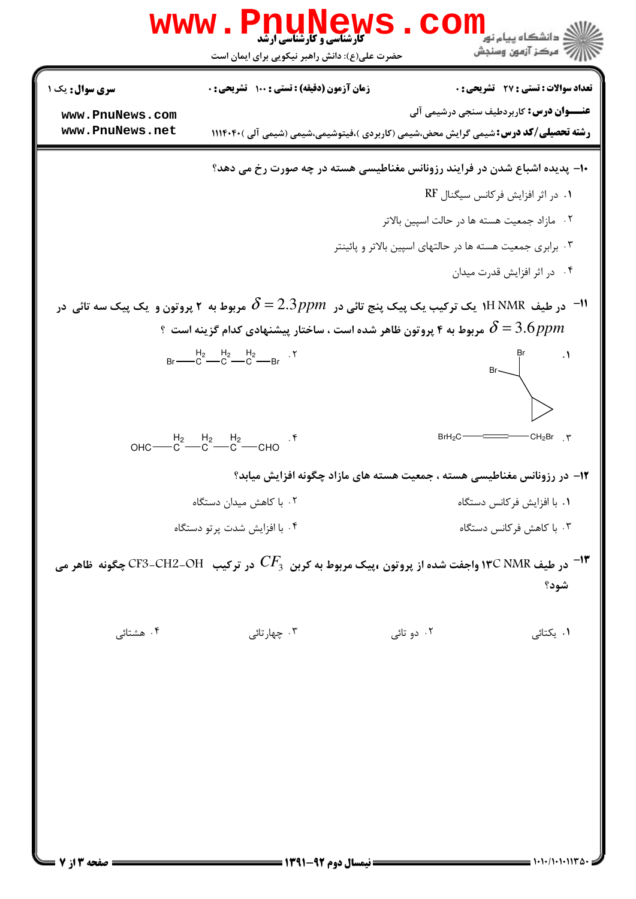**تعداد سوالات : تستی : ۲۷ تشریحی : ۰** | **زمان آزمون (دقیقه) : تستی : ۱۰۰ تشریحی : ۰** | **سری سوال :** یک ۱

**عنـــوان درس:** کاربردطیف سنجی درشیمی آلی

**رشته تحصیلی/کد درس:** شیمی گرایش محض،شیمی (کاربردی )،فیتوشیمی،شیمی (شیمی آلی )۱۱۱۴۰۴۰

**۱۰- پدیده اشباع شدن در فرایند رزونانس مغناطیسی هسته در چه صورت رخ می دهد؟**

۱. در اثر افزایش فرکانس سیگنال RF

۲. مازاد جمعیت هسته ها در حالت اسپین بالاتر

۳. برابری جمعیت هسته ها در حالتهای اسپین بالاتر و پائینتر

۴. در اثر افزایش قدرت میدان

**۱۱- در طیف 1H NMR یک ترکیب یک پیک پنج تائی در $\delta = 2.3 ppm$ مربوط به ۲ پروتون و یک پیک سه تائی در $\delta = 3.6 ppm$ مربوط به ۴ پروتون ظاهر شده است ، ساختار پیشنهادی کدام گزینه است ؟**

۱. (Br)₂CH–سیکلوپروپان (ساختار: کربن متصل به دو Br و حلقه سیکلوپروپیل)

۲. $Br-CH_2-CH_2-CH_2-Br$

۳. $BrH_2C-C \equiv C-CH_2Br$

۴. $OHC-CH_2-CH_2-CH_2-CHO$

**۱۲- در رزونانس مغناطیسی هسته ، جمعیت هسته های مازاد چگونه افزایش میابد؟**

۱. با افزایش فرکانس دستگاه

۲. با کاهش میدان دستگاه

۳. با کاهش فرکانس دستگاه

۴. با افزایش شدت پرتو دستگاه

**۱۳- در طیف 13C NMR واجفت شده از پروتون ،پیک مربوط به کربن $CF_3$ در ترکیب CF3-CH2-OH چگونه ظاهر می شود؟**

۱. یکتائی

۲. دو تائی

۳. چهارتائی

۴. هشتائی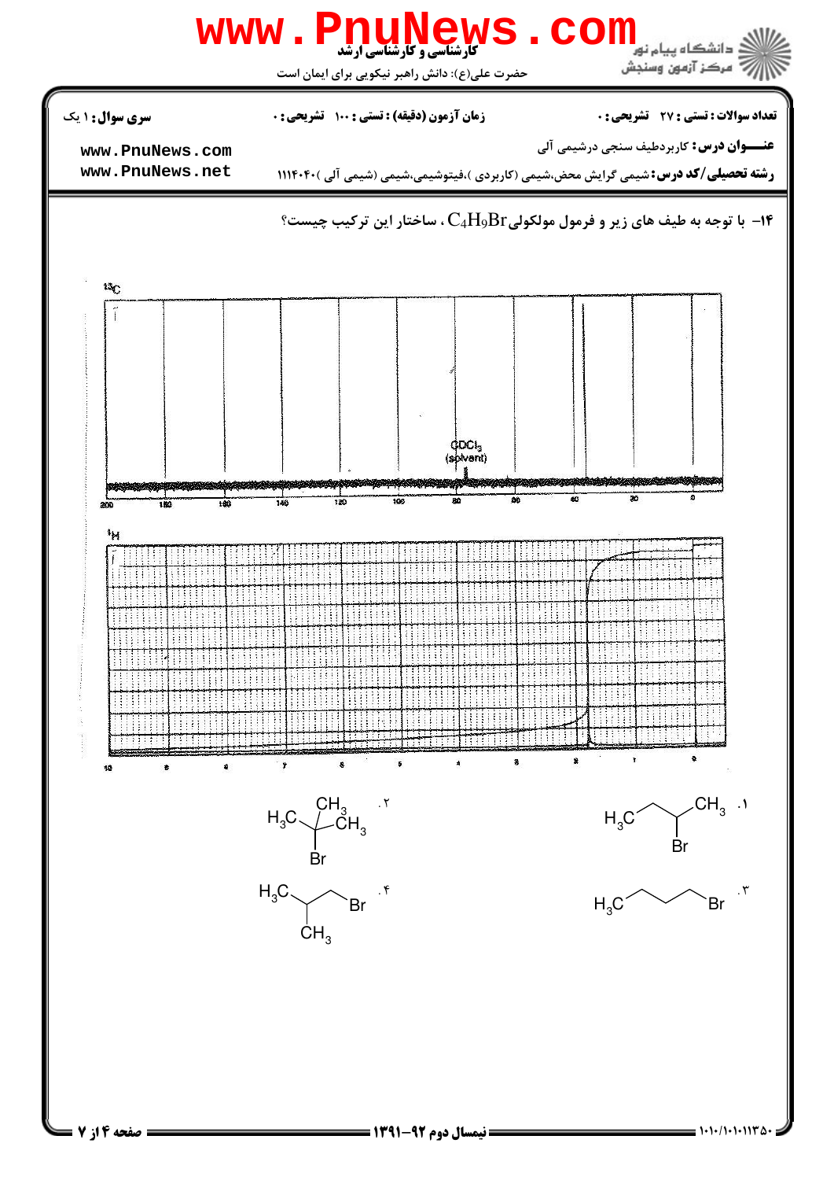**سری سوال:** ۱ یک

**زمان آزمون (دقیقه) :** تستی : ۱۰۰ تشریحی : ۰

**تعداد سوالات :** تستی : ۲۷ تشریحی : ۰

**عنــوان درس:** کاربردطیف سنجی درشیمی آلی

**رشته تحصیلی/کد درس:** شیمی گرایش محض،شیمی (کاربردی )،فیتوشیمی،شیمی (شیمی آلی )۱۱۱۴۰۴۰

۱۴- با توجه به طیف های زیر و فرمول مولکولی $C_4H_9Br$ ، ساختار این ترکیب چیست؟

$^{13}C$

CDCl$_3$ (solvant)

200 180 160 140 120 100 80 60 40 20 0

$^{1}H$

10 9 8 7 6 5 4 3 2 1 0

۱. $H_3C$–$CH_2$–$CH(Br)$–$CH_3$

۲. $(CH_3)_3C$–$Br$

۳. $H_3C$–$CH_2$–$CH_2$–$CH_2$–$Br$

۴. $(CH_3)_2CH$–$CH_2$–$Br$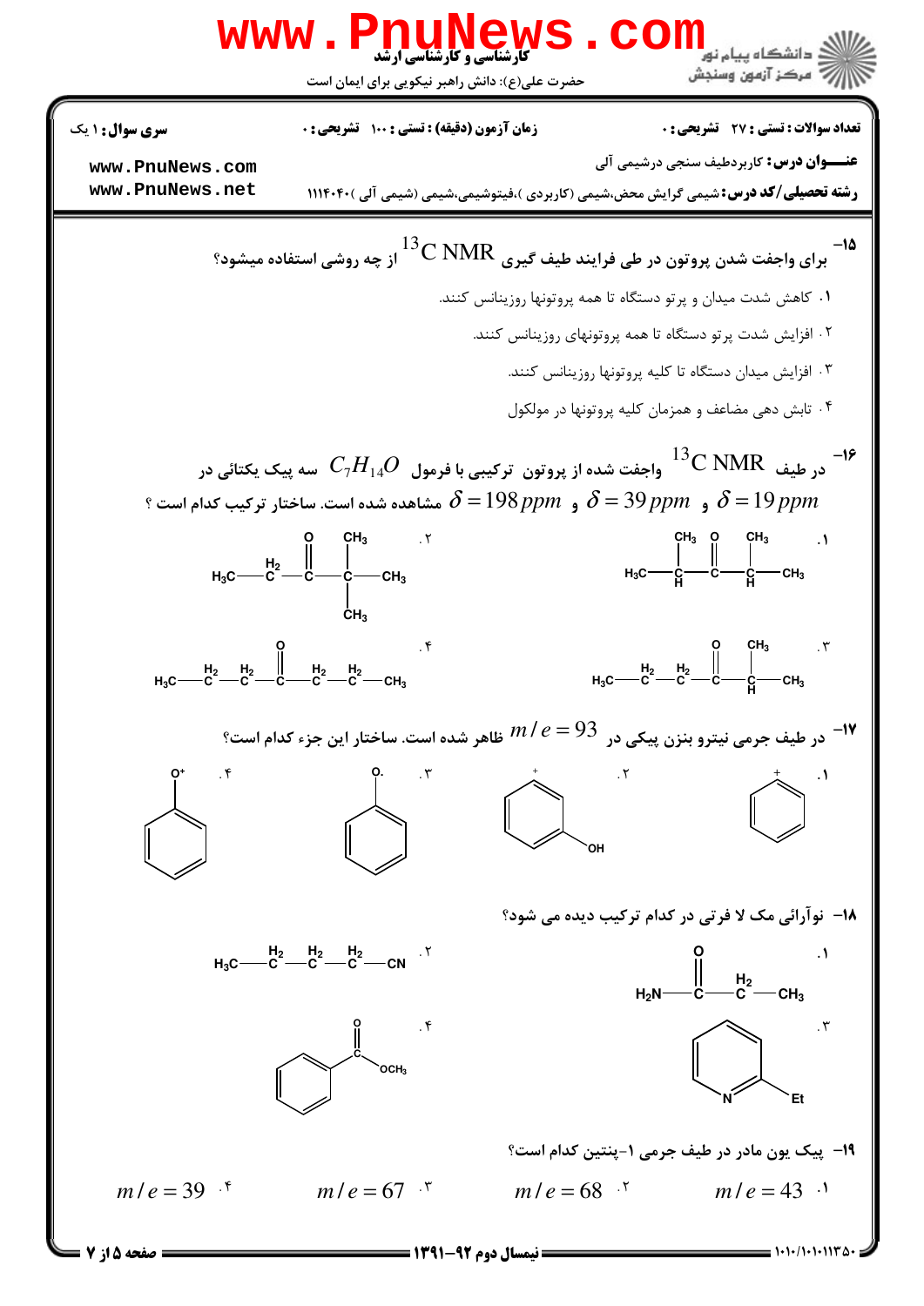**سری سوال:** ۱ یک

**زمان آزمون (دقیقه) : تستی :** ۱۰۰ **تشریحی :** ۰

**تعداد سوالات : تستی :** ۲۷ **تشریحی :** ۰

**عنـــوان درس:** کاربردطیف سنجی درشیمی آلی

**رشته تحصیلی/کد درس:** شیمی گرایش محض،شیمی (کاربردی )،فیتوشیمی،شیمی (شیمی آلی )۱۱۱۴۰۴۰

۱۵- برای واجفت شدن پروتون در طی فرایند طیف گیری $^{13}C$ NMR از چه روشی استفاده میشود؟

۱. کاهش شدت میدان و پرتو دستگاه تا همه پروتونها روزینانس کنند.

۲. افزایش شدت پرتو دستگاه تا همه پروتونهای روزینانس کنند.

۳. افزایش میدان دستگاه تا کلیه پروتونها روزینانس کنند.

۴. تابش دهی مضاعف و همزمان کلیه پروتونها در مولکول

۱۶- در طیف $^{13}C$ NMR واجفت شده از پروتون ترکیبی با فرمول $C_7H_{14}O$ سه پیک یکتائی در $\delta = 19\,ppm$ و $\delta = 39\,ppm$ و $\delta = 198\,ppm$ مشاهده شده است. ساختار ترکیب کدام است ؟

۱. $H_3C-CH(CH_3)-C(=O)-CH(CH_3)-CH_3$

۲. $H_3C-CH_2-C(=O)-C(CH_3)_2-CH_3$

۳. $H_3C-CH_2-CH_2-C(=O)-CH(CH_3)-CH_3$

۴. $H_3C-CH_2-CH_2-C(=O)-CH_2-CH_2-CH_3$

۱۷- در طیف جرمی نیترو بنزن پیکی در $m/e = 93$ ظاهر شده است. ساختار این جزء کدام است؟

۱. $C_6H_5^+$ (کاتیون فنیل)

۲. کاتیون حلقه بنزن با گروه OH

۳. $C_6H_5O\cdot$ (رادیکال فنوکسی)

۴. $C_6H_5O^+$

۱۸- نوآرائی مک لا فرتی در کدام ترکیب دیده می شود؟

۱. $H_2N-C(=O)-CH_2-CH_3$

۲. $H_3C-CH_2-CH_2-CH_2-CN$

۳. ۲-اتیل پیریدین (حلقه پیریدین با گروه Et)

۴. $C_6H_5-C(=O)-OCH_3$

۱۹- پیک یون مادر در طیف جرمی ۱-پنتین کدام است؟

۱. $m/e = 43$

۲. $m/e = 68$

۳. $m/e = 67$

۴. $m/e = 39$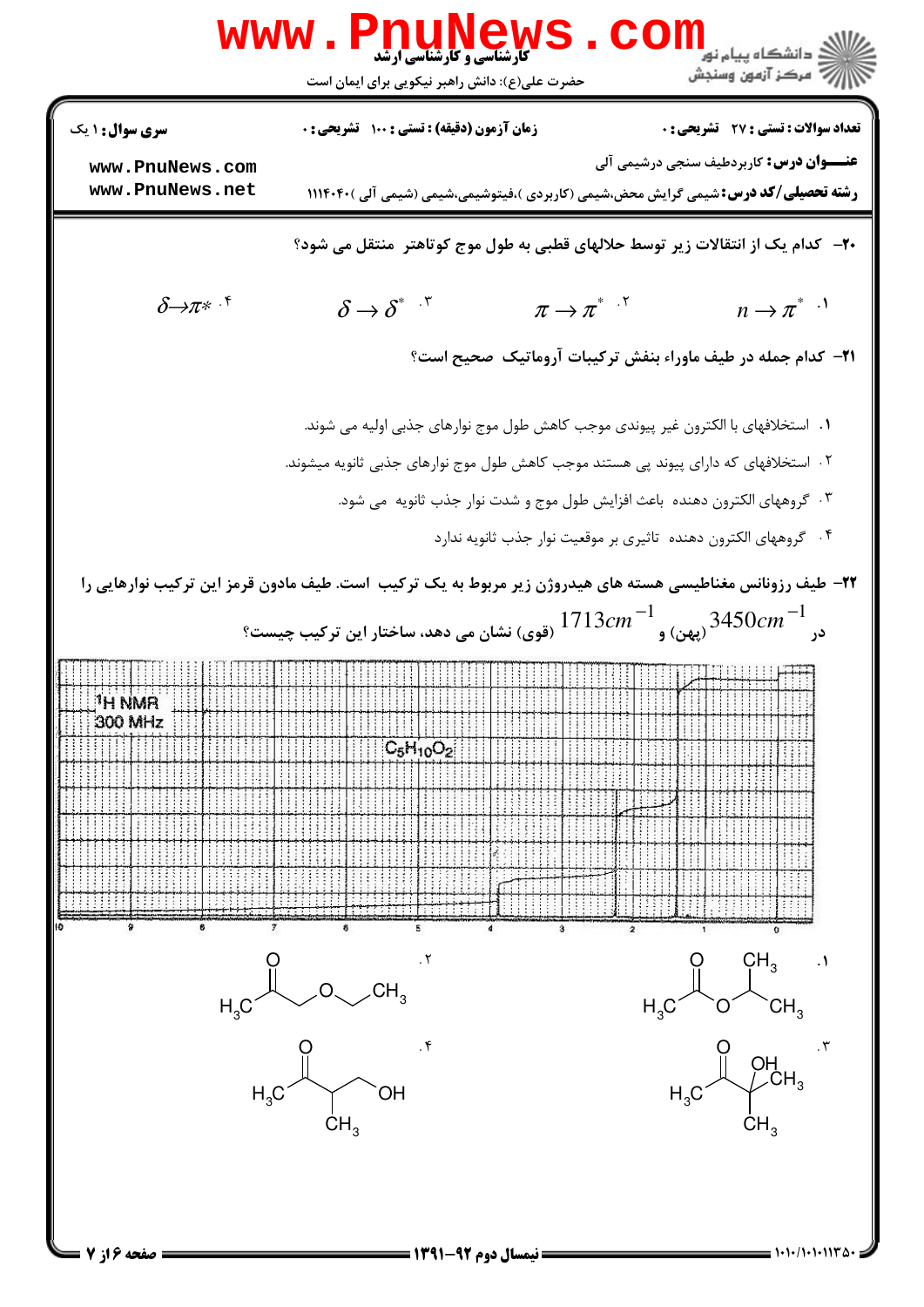۲۰– کدام یک از انتقالات زیر توسط حلالهای قطبی به طول موج کوتاهتر منتقل می شود؟

۱. $n \rightarrow \pi^*$

۲. $\pi \rightarrow \pi^*$

۳. $\delta \rightarrow \delta^*$

۴. $\delta \rightarrow \pi^*$

۲۱– کدام جمله در طیف ماوراء بنفش ترکیبات آروماتیک صحیح است؟

۱. استخلافهای با الکترون غیر پیوندی موجب کاهش طول موج نوارهای جذبی اولیه می شوند.

۲. استخلافهای که دارای پیوند پی هستند موجب کاهش طول موج نوارهای جذبی ثانویه میشوند.

۳. گروههای الکترون دهنده باعث افزایش طول موج و شدت نوار جذب ثانویه می شود.

۴. گروههای الکترون دهنده تاثیری بر موقعیت نوار جذب ثانویه ندارد

۲۲– طیف رزونانس مغناطیسی هسته های هیدروژن زیر مربوط به یک ترکیب است. طیف مادون قرمز این ترکیب نوارهایی را در $3450 cm^{-1}$ (پهن) و $1713 cm^{-1}$ (قوی) نشان می دهد، ساختار این ترکیب چیست؟

$^1H$ NMR 300 MHz — $C_5H_{10}O_2$

۱. $CH_3C(=O)OCH(CH_3)_2$

۲. $CH_3C(=O)CH_2OCH_2CH_3$

۳. $CH_3C(=O)C(OH)(CH_3)_2$

۴. $CH_3C(=O)CH(CH_3)CH_2OH$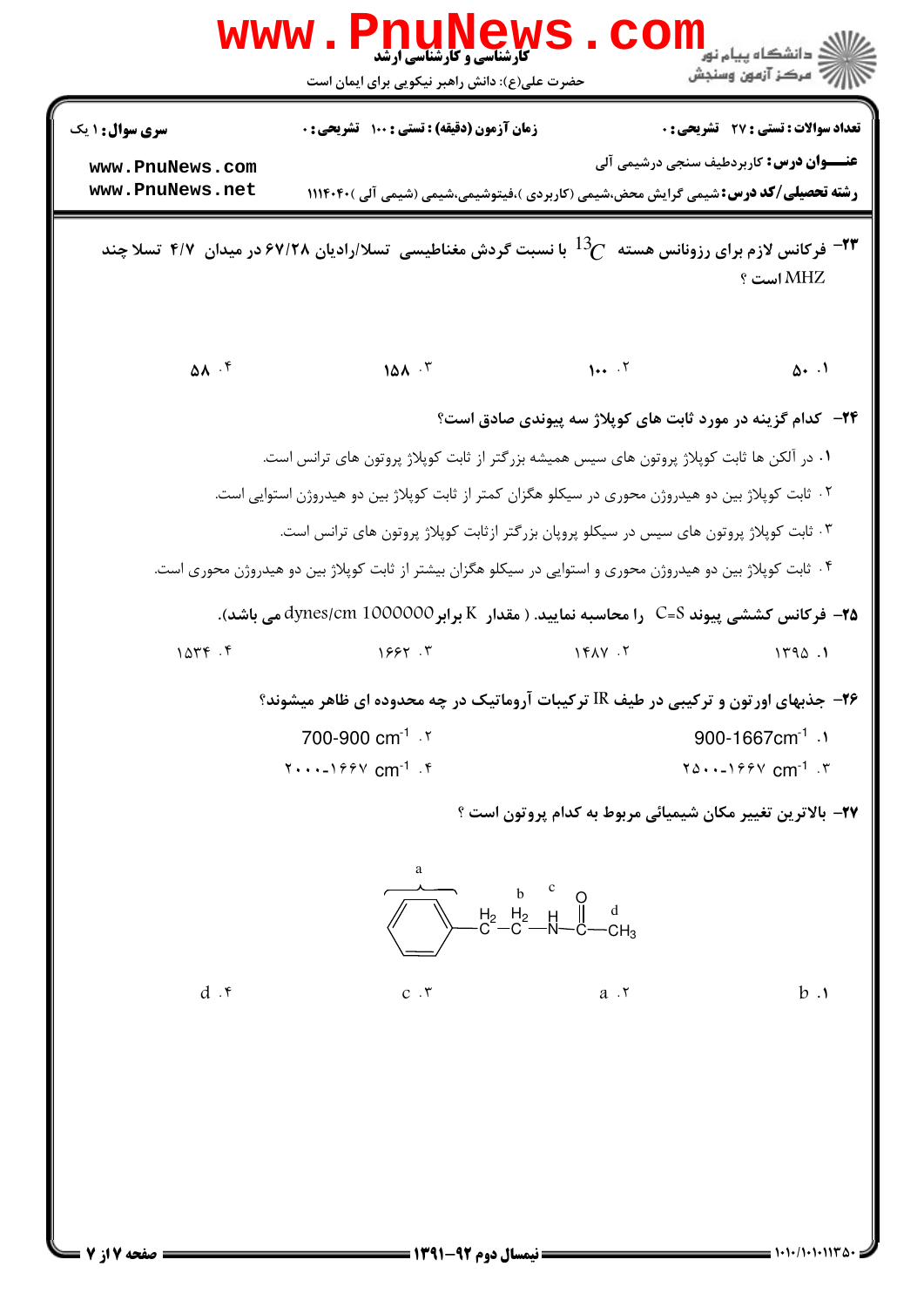سری سوال: ۱ یک | زمان آزمون (دقیقه): تستی: ۱۰۰ تشریحی: ۰ | تعداد سوالات: تستی: ۲۷ تشریحی: ۰

**عنـــوان درس:** کاربردطیف سنجی درشیمی آلی

**رشته تحصیلی/کد درس:** شیمی گرایش محض،شیمی (کاربردی )،فیتوشیمی،شیمی (شیمی آلی )۱۱۱۴۰۴۰

۲۳- فرکانس لازم برای رزونانس هسته $^{13}C$ با نسبت گردش مغناطیسی تسلا/رادیان ۶۷/۲۸ در میدان ۴/۷ تسلا چند MHZ است ؟

۱. ۵۰ ۲. ۱۰۰ ۳. ۱۵۸ ۴. ۵۸

۲۴- کدام گزینه در مورد ثابت های کوپلاژ سه پیوندی صادق است؟

۱. در آلکن ها ثابت کوپلاژ پروتون های سیس همیشه بزرگتر از ثابت کوپلاژ پروتون های ترانس است.

۲. ثابت کوپلاژ بین دو هیدروژن محوری در سیکلو هگزان کمتر از ثابت کوپلاژ بین دو هیدروژن استوایی است.

۳. ثابت کوپلاژ پروتون های سیس در سیکلو پروپان بزرگتر ازثابت کوپلاژ پروتون های ترانس است.

۴. ثابت کوپلاژ بین دو هیدروژن محوری و استوایی در سیکلو هگزان بیشتر از ثابت کوپلاژ بین دو هیدروژن محوری است.

۲۵- فرکانس کششی پیوند C=S را محاسبه نمایید. ( مقدار K برابر dynes/cm 1000000 می باشد).

۱. ۱۳۹۵ ۲. ۱۴۸۷ ۳. ۱۶۶۲ ۴. ۱۵۳۴

۲۶- جذبهای اورتون و ترکیبی در طیف IR ترکیبات آروماتیک در چه محدوده ای ظاهر میشوند؟

۱. $900\text{-}1667 cm^{-1}$ ۲. $700\text{-}900 cm^{-1}$

۳. ۲۵۰۰-۱۶۶۷ $cm^{-1}$ ۴. ۲۰۰۰-۱۶۶۷ $cm^{-1}$

۲۷- بالاترین تغییر مکان شیمیائی مربوط به کدام پروتون است ؟

Ph(a)–$CH_2$–$CH_2$(b)–NH(c)–C(=O)–$CH_3$(d)

۱. b ۲. a ۳. c ۴. d